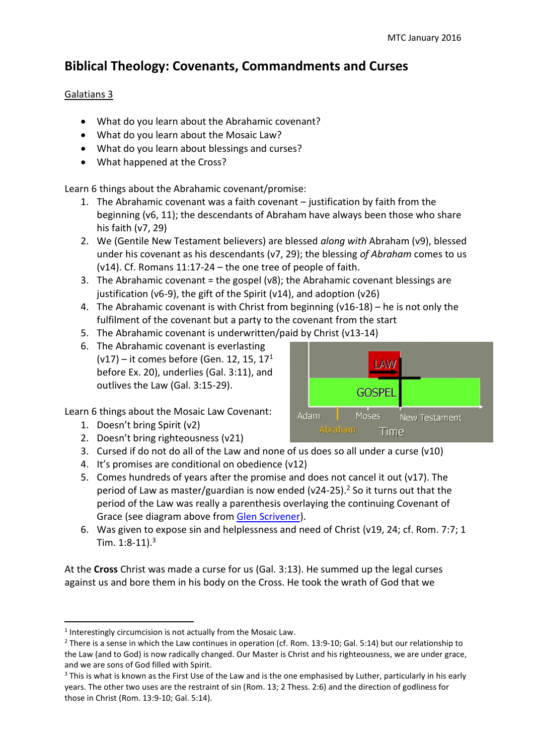MTC January 2016

# Biblical Theology: Covenants, Commandments and Curses

## Galatians 3

- What do you learn about the Abrahamic covenant?
- What do you learn about the Mosaic Law?
- What do you learn about blessings and curses?
- What happened at the Cross?

Learn 6 things about the Abrahamic covenant/promise:

1. The Abrahamic covenant was a faith covenant – justification by faith from the beginning (v6, 11); the descendants of Abraham have always been those who share his faith (v7, 29)
2. We (Gentile New Testament believers) are blessed *along with* Abraham (v9), blessed under his covenant as his descendants (v7, 29); the blessing *of Abraham* comes to us (v14). Cf. Romans 11:17-24 – the one tree of people of faith.
3. The Abrahamic covenant = the gospel (v8); the Abrahamic covenant blessings are justification (v6-9), the gift of the Spirit (v14), and adoption (v26)
4. The Abrahamic covenant is with Christ from beginning (v16-18) – he is not only the fulfilment of the covenant but a party to the covenant from the start
5. The Abrahamic covenant is underwritten/paid by Christ (v13-14)
6. The Abrahamic covenant is everlasting (v17) – it comes before (Gen. 12, 15, 17[1] before Ex. 20), underlies (Gal. 3:11), and outlives the Law (Gal. 3:15-29).

Learn 6 things about the Mosaic Law Covenant:

1. Doesn't bring Spirit (v2)
2. Doesn't bring righteousness (v21)
3. Cursed if do not do all of the Law and none of us does so all under a curse (v10)
4. It's promises are conditional on obedience (v12)
5. Comes hundreds of years after the promise and does not cancel it out (v17). The period of Law as master/guardian is now ended (v24-25).[2] So it turns out that the period of the Law was really a parenthesis overlaying the continuing Covenant of Grace (see diagram above from Glen Scrivener).
6. Was given to expose sin and helplessness and need of Christ (v19, 24; cf. Rom. 7:7; 1 Tim. 1:8-11).[3]

At the **Cross** Christ was made a curse for us (Gal. 3:13). He summed up the legal curses against us and bore them in his body on the Cross. He took the wrath of God that we

---

[1] Interestingly circumcision is not actually from the Mosaic Law.

[2] There is a sense in which the Law continues in operation (cf. Rom. 13:9-10; Gal. 5:14) but our relationship to the Law (and to God) is now radically changed. Our Master is Christ and his righteousness, we are under grace, and we are sons of God filled with Spirit.

[3] This is what is known as the First Use of the Law and is the one emphasised by Luther, particularly in his early years. The other two uses are the restraint of sin (Rom. 13; 2 Thess. 2:6) and the direction of godliness for those in Christ (Rom. 13:9-10; Gal. 5:14).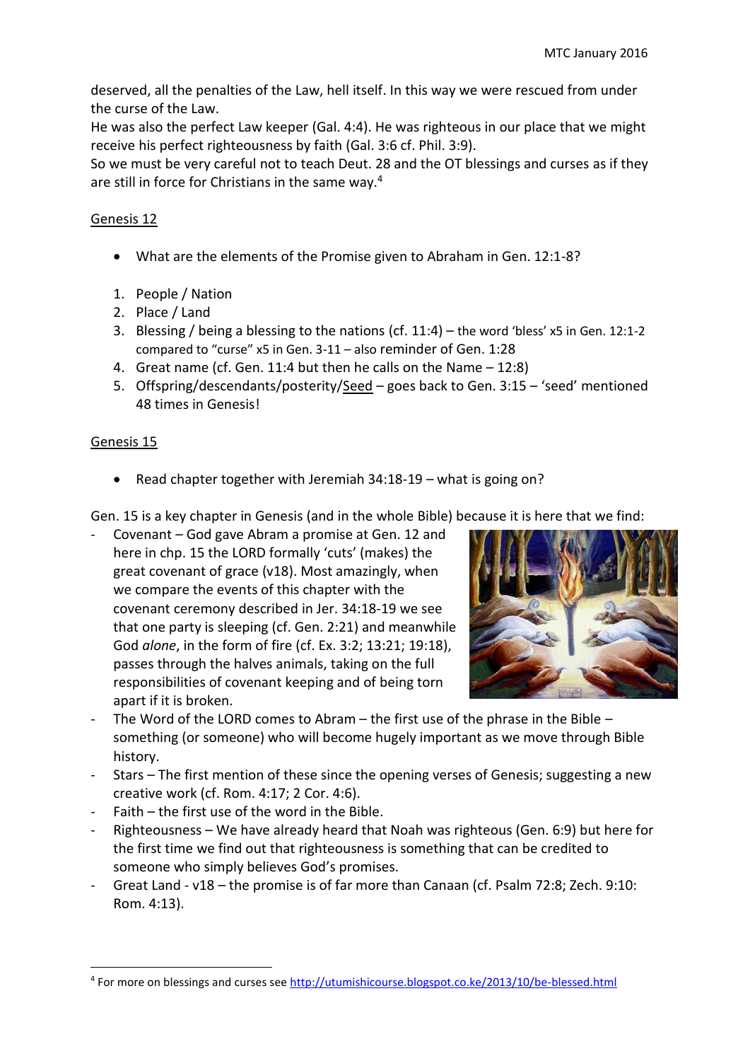deserved, all the penalties of the Law, hell itself. In this way we were rescued from under the curse of the Law.
He was also the perfect Law keeper (Gal. 4:4). He was righteous in our place that we might receive his perfect righteousness by faith (Gal. 3:6 cf. Phil. 3:9).
So we must be very careful not to teach Deut. 28 and the OT blessings and curses as if they are still in force for Christians in the same way.[4]

<u>Genesis 12</u>

- What are the elements of the Promise given to Abraham in Gen. 12:1-8?

1. People / Nation
2. Place / Land
3. Blessing / being a blessing to the nations (cf. 11:4) – the word 'bless' x5 in Gen. 12:1-2 compared to "curse" x5 in Gen. 3-11 – also reminder of Gen. 1:28
4. Great name (cf. Gen. 11:4 but then he calls on the Name – 12:8)
5. Offspring/descendants/posterity/<u>Seed</u> – goes back to Gen. 3:15 – 'seed' mentioned 48 times in Genesis!

<u>Genesis 15</u>

- Read chapter together with Jeremiah 34:18-19 – what is going on?

Gen. 15 is a key chapter in Genesis (and in the whole Bible) because it is here that we find:

- Covenant – God gave Abram a promise at Gen. 12 and here in chp. 15 the LORD formally 'cuts' (makes) the great covenant of grace (v18). Most amazingly, when we compare the events of this chapter with the covenant ceremony described in Jer. 34:18-19 we see that one party is sleeping (cf. Gen. 2:21) and meanwhile God *alone*, in the form of fire (cf. Ex. 3:2; 13:21; 19:18), passes through the halves animals, taking on the full responsibilities of covenant keeping and of being torn apart if it is broken.
- The Word of the LORD comes to Abram – the first use of the phrase in the Bible – something (or someone) who will become hugely important as we move through Bible history.
- Stars – The first mention of these since the opening verses of Genesis; suggesting a new creative work (cf. Rom. 4:17; 2 Cor. 4:6).
- Faith – the first use of the word in the Bible.
- Righteousness – We have already heard that Noah was righteous (Gen. 6:9) but here for the first time we find out that righteousness is something that can be credited to someone who simply believes God's promises.
- Great Land - v18 – the promise is of far more than Canaan (cf. Psalm 72:8; Zech. 9:10: Rom. 4:13).

---

[4] For more on blessings and curses see http://utumishicourse.blogspot.co.ke/2013/10/be-blessed.html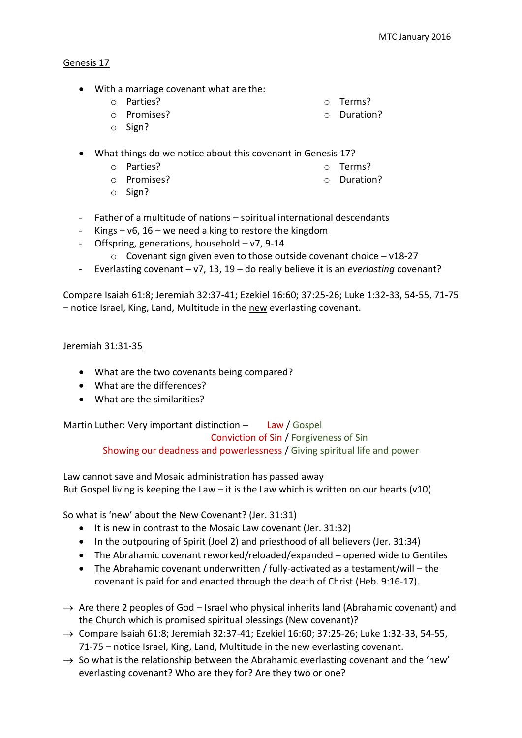Genesis 17

- With a marriage covenant what are the:
  - Parties?
  - Promises?
  - Sign?
  - Terms?
  - Duration?

- What things do we notice about this covenant in Genesis 17?
  - Parties?
  - Promises?
  - Sign?
  - Terms?
  - Duration?

- Father of a multitude of nations – spiritual international descendants
- Kings – v6, 16 – we need a king to restore the kingdom
- Offspring, generations, household – v7, 9-14
  - Covenant sign given even to those outside covenant choice – v18-27
- Everlasting covenant – v7, 13, 19 – do really believe it is an *everlasting* covenant?

Compare Isaiah 61:8; Jeremiah 32:37-41; Ezekiel 16:60; 37:25-26; Luke 1:32-33, 54-55, 71-75 – notice Israel, King, Land, Multitude in the new everlasting covenant.

Jeremiah 31:31-35

- What are the two covenants being compared?
- What are the differences?
- What are the similarities?

Martin Luther: Very important distinction – Law / Gospel
Conviction of Sin / Forgiveness of Sin
Showing our deadness and powerlessness / Giving spiritual life and power

Law cannot save and Mosaic administration has passed away
But Gospel living is keeping the Law – it is the Law which is written on our hearts (v10)

So what is 'new' about the New Covenant? (Jer. 31:31)

- It is new in contrast to the Mosaic Law covenant (Jer. 31:32)
- In the outpouring of Spirit (Joel 2) and priesthood of all believers (Jer. 31:34)
- The Abrahamic covenant reworked/reloaded/expanded – opened wide to Gentiles
- The Abrahamic covenant underwritten / fully-activated as a testament/will – the covenant is paid for and enacted through the death of Christ (Heb. 9:16-17).

→ Are there 2 peoples of God – Israel who physical inherits land (Abrahamic covenant) and the Church which is promised spiritual blessings (New covenant)?
→ Compare Isaiah 61:8; Jeremiah 32:37-41; Ezekiel 16:60; 37:25-26; Luke 1:32-33, 54-55, 71-75 – notice Israel, King, Land, Multitude in the new everlasting covenant.
→ So what is the relationship between the Abrahamic everlasting covenant and the 'new' everlasting covenant? Who are they for? Are they two or one?